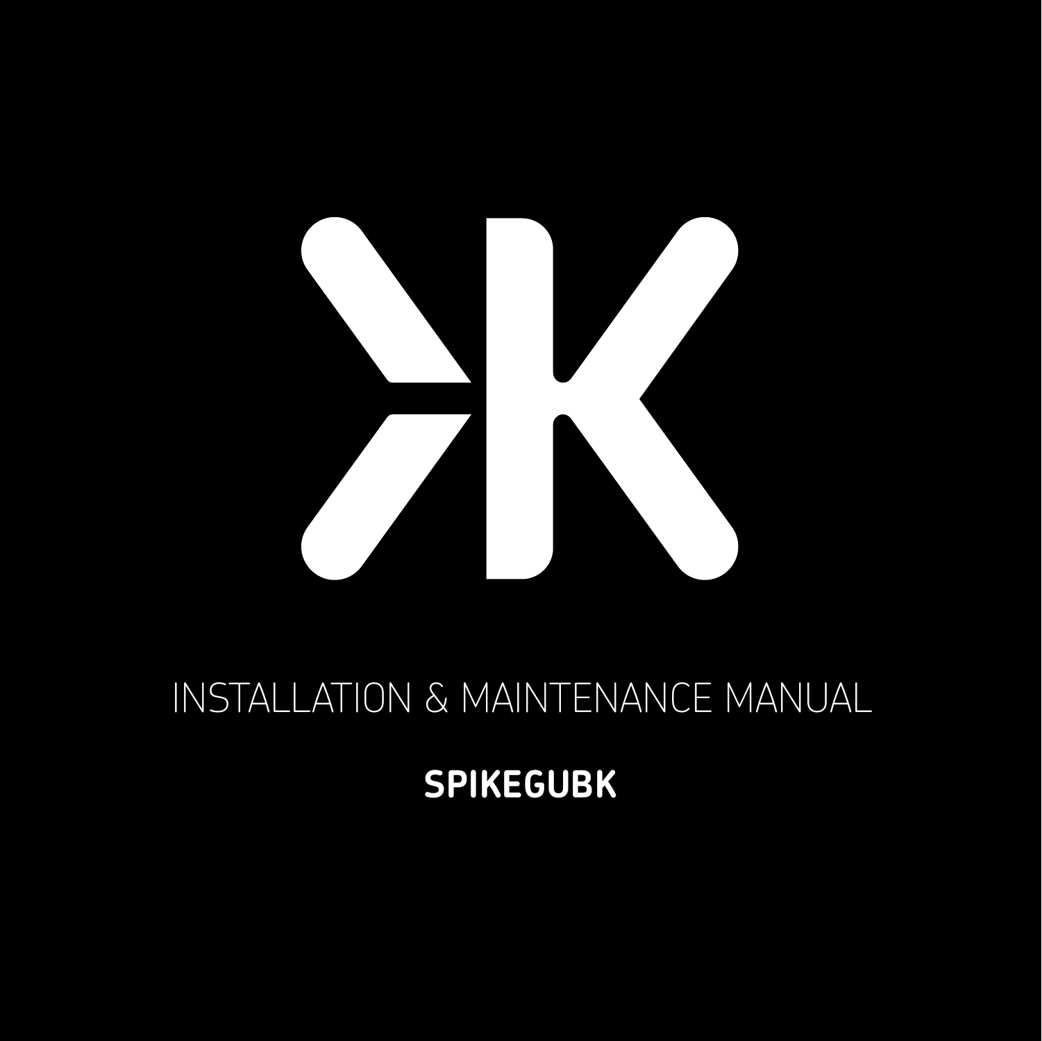# INSTALLATION & MAINTENANCE MANUAL

**SPIKEGUBK**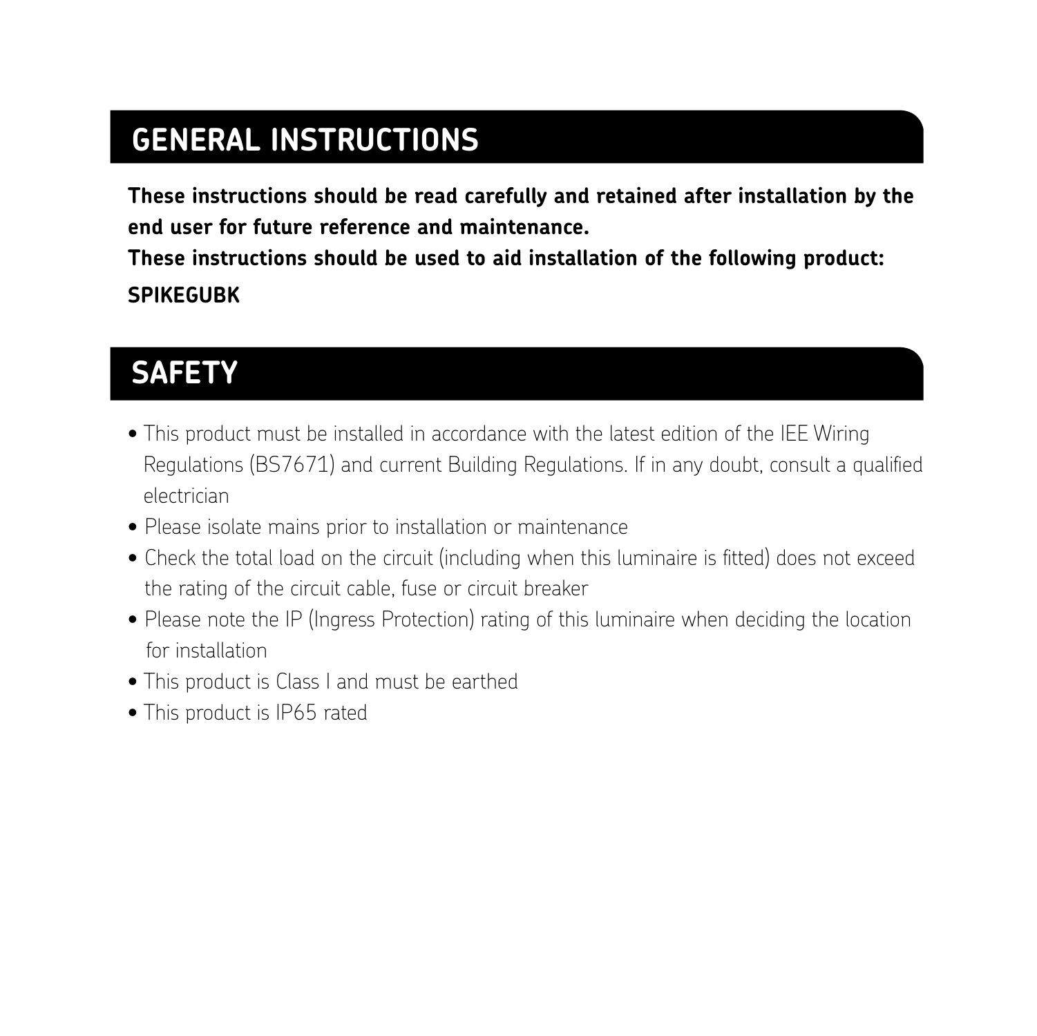## GENERAL INSTRUCTIONS

**These instructions should be read carefully and retained after installation by the end user for future reference and maintenance.**
**These instructions should be used to aid installation of the following product:**
**SPIKEGUBK**

## SAFETY

- This product must be installed in accordance with the latest edition of the IEE Wiring Regulations (BS7671) and current Building Regulations. If in any doubt, consult a qualified electrician
- Please isolate mains prior to installation or maintenance
- Check the total load on the circuit (including when this luminaire is fitted) does not exceed the rating of the circuit cable, fuse or circuit breaker
- Please note the IP (Ingress Protection) rating of this luminaire when deciding the location for installation
- This product is Class I and must be earthed
- This product is IP65 rated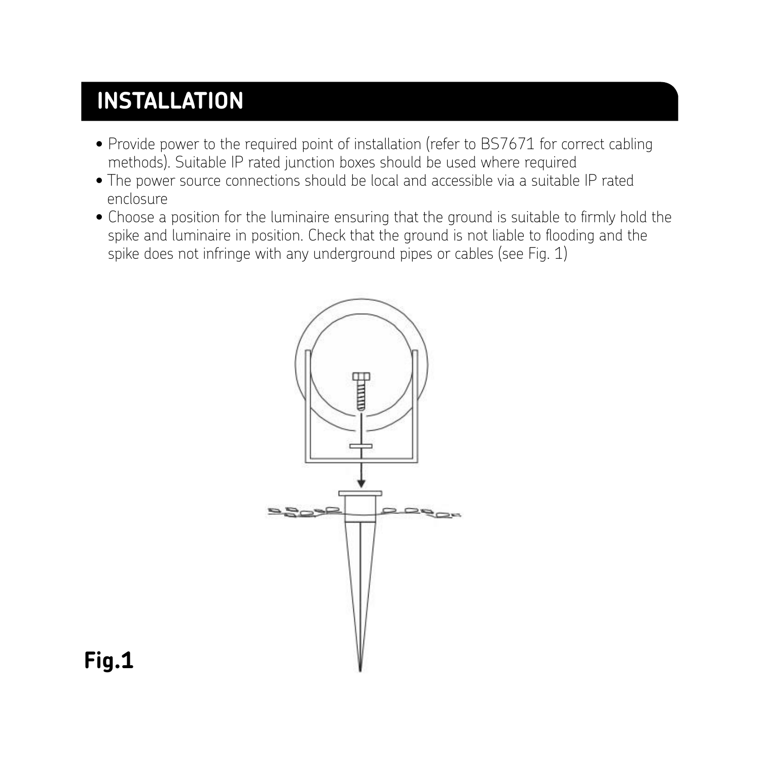# INSTALLATION

- Provide power to the required point of installation (refer to BS7671 for correct cabling methods). Suitable IP rated junction boxes should be used where required
- The power source connections should be local and accessible via a suitable IP rated enclosure
- Choose a position for the luminaire ensuring that the ground is suitable to firmly hold the spike and luminaire in position. Check that the ground is not liable to flooding and the spike does not infringe with any underground pipes or cables (see Fig. 1)

**Fig.1**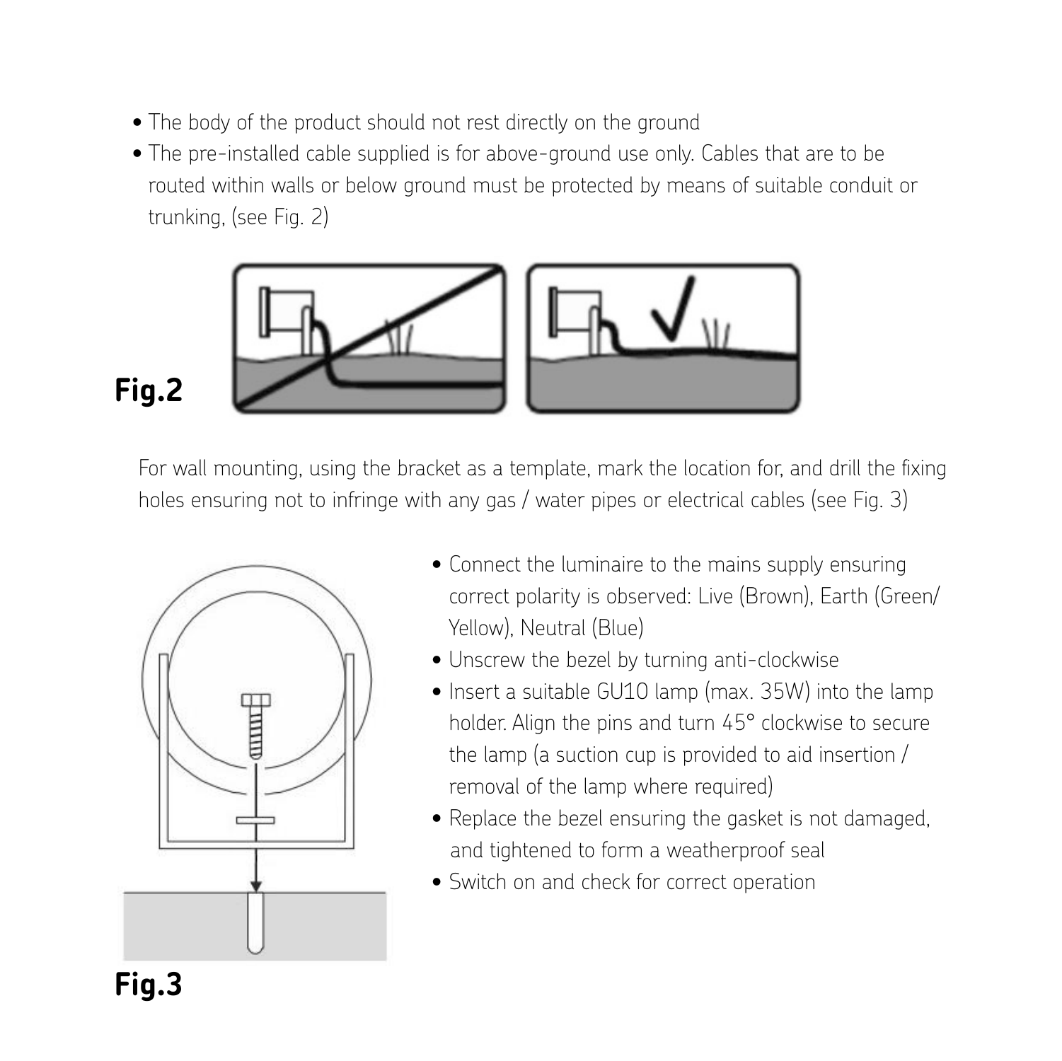- The body of the product should not rest directly on the ground
- The pre-installed cable supplied is for above-ground use only. Cables that are to be routed within walls or below ground must be protected by means of suitable conduit or trunking, (see Fig. 2)

**Fig.2**

For wall mounting, using the bracket as a template, mark the location for, and drill the fixing holes ensuring not to infringe with any gas / water pipes or electrical cables (see Fig. 3)

- Connect the luminaire to the mains supply ensuring correct polarity is observed: Live (Brown), Earth (Green/ Yellow), Neutral (Blue)
- Unscrew the bezel by turning anti-clockwise
- Insert a suitable GU10 lamp (max. 35W) into the lamp holder. Align the pins and turn 45° clockwise to secure the lamp (a suction cup is provided to aid insertion / removal of the lamp where required)
- Replace the bezel ensuring the gasket is not damaged, and tightened to form a weatherproof seal
- Switch on and check for correct operation

**Fig.3**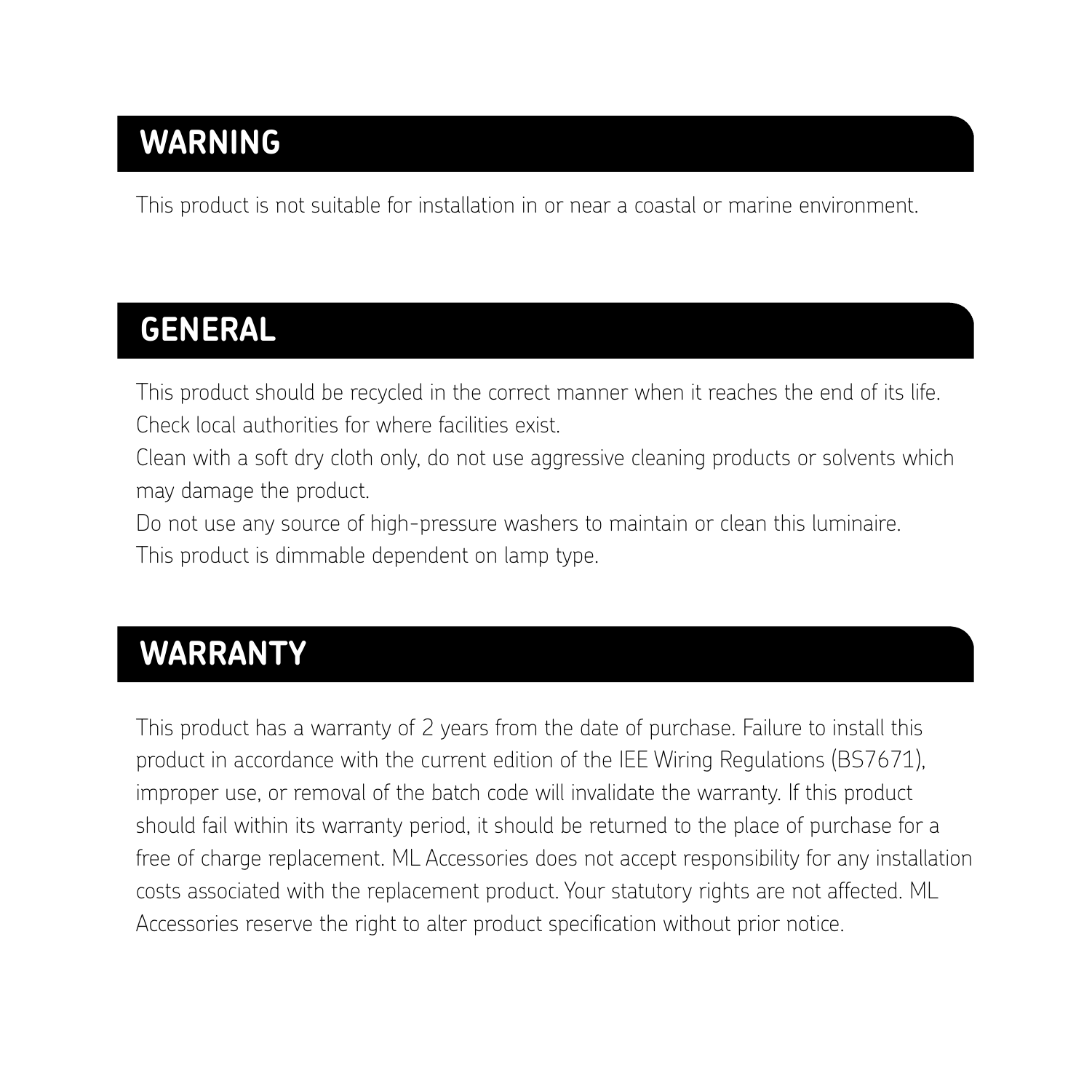## WARNING

This product is not suitable for installation in or near a coastal or marine environment.

## GENERAL

This product should be recycled in the correct manner when it reaches the end of its life. Check local authorities for where facilities exist.
Clean with a soft dry cloth only, do not use aggressive cleaning products or solvents which may damage the product.
Do not use any source of high-pressure washers to maintain or clean this luminaire.
This product is dimmable dependent on lamp type.

## WARRANTY

This product has a warranty of 2 years from the date of purchase. Failure to install this product in accordance with the current edition of the IEE Wiring Regulations (BS7671), improper use, or removal of the batch code will invalidate the warranty. If this product should fail within its warranty period, it should be returned to the place of purchase for a free of charge replacement. ML Accessories does not accept responsibility for any installation costs associated with the replacement product. Your statutory rights are not affected. ML Accessories reserve the right to alter product specification without prior notice.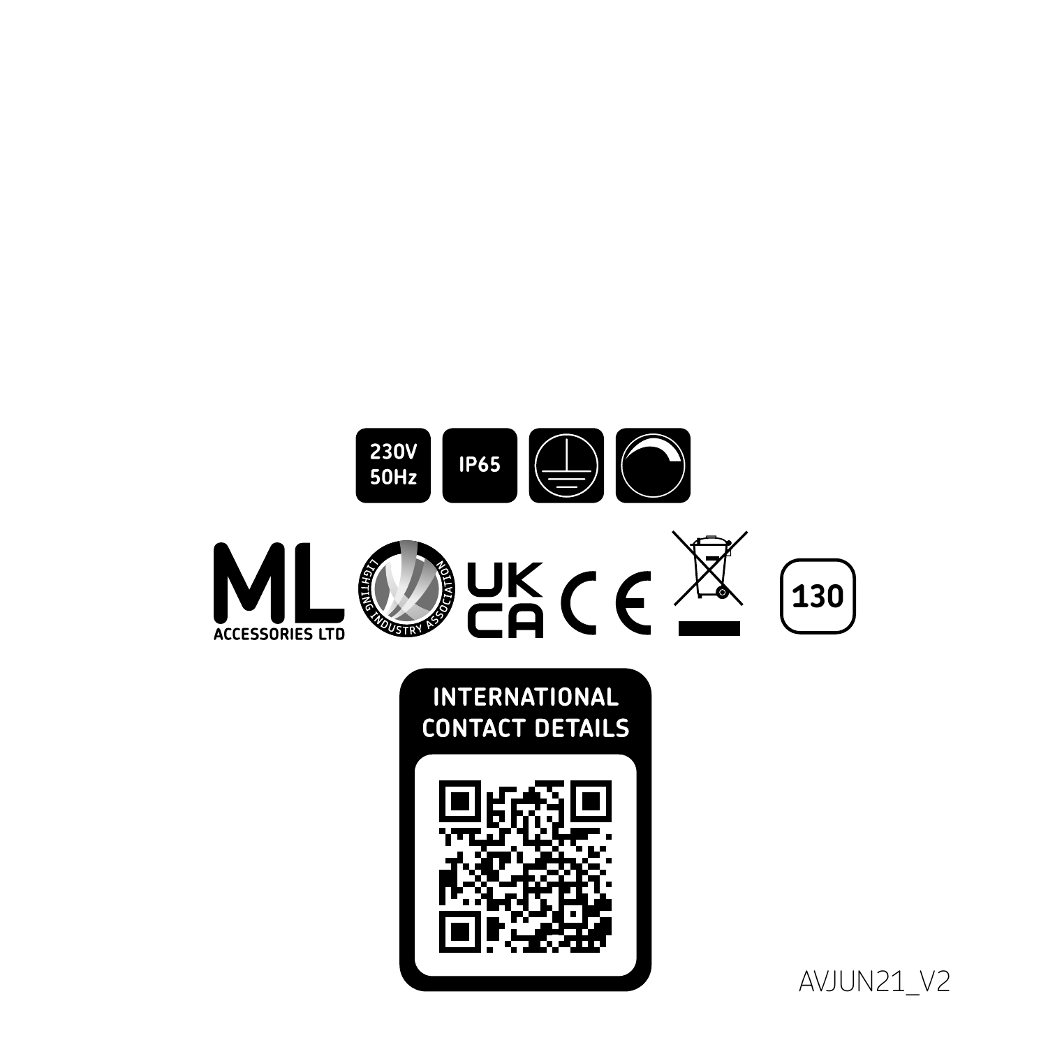230V
50Hz

IP65

ML
ACCESSORIES LTD

LIGHTING INDUSTRY ASSOCIATION

UK
CA

CE

130

INTERNATIONAL
CONTACT DETAILS

AVJUN21_V2